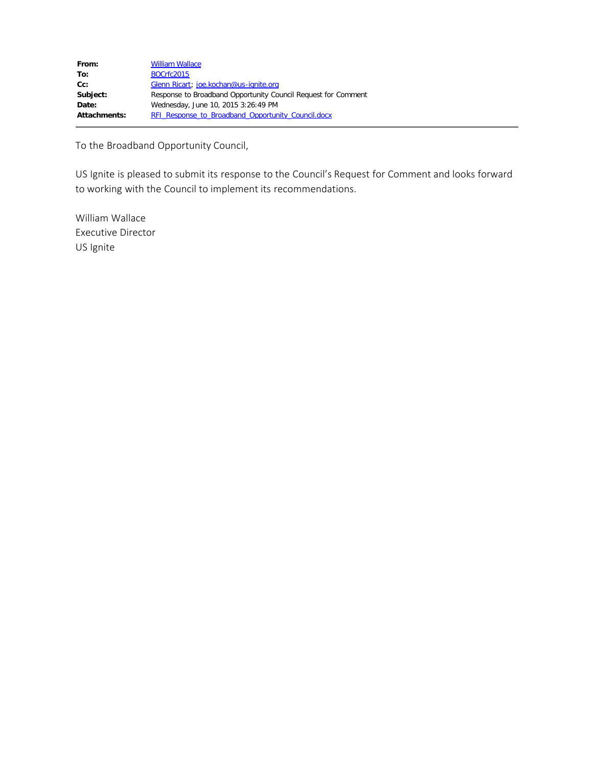| | |
|---|---|
| **From:** | William Wallace |
| **To:** | BOCrfc2015 |
| **Cc:** | Glenn Ricart; joe.kochan@us-ignite.org |
| **Subject:** | Response to Broadband Opportunity Council Request for Comment |
| **Date:** | Wednesday, June 10, 2015 3:26:49 PM |
| **Attachments:** | RFI_Response_to_Broadband_Opportunity_Council.docx |

To the Broadband Opportunity Council,

US Ignite is pleased to submit its response to the Council's Request for Comment and looks forward to working with the Council to implement its recommendations.

William Wallace
Executive Director
US Ignite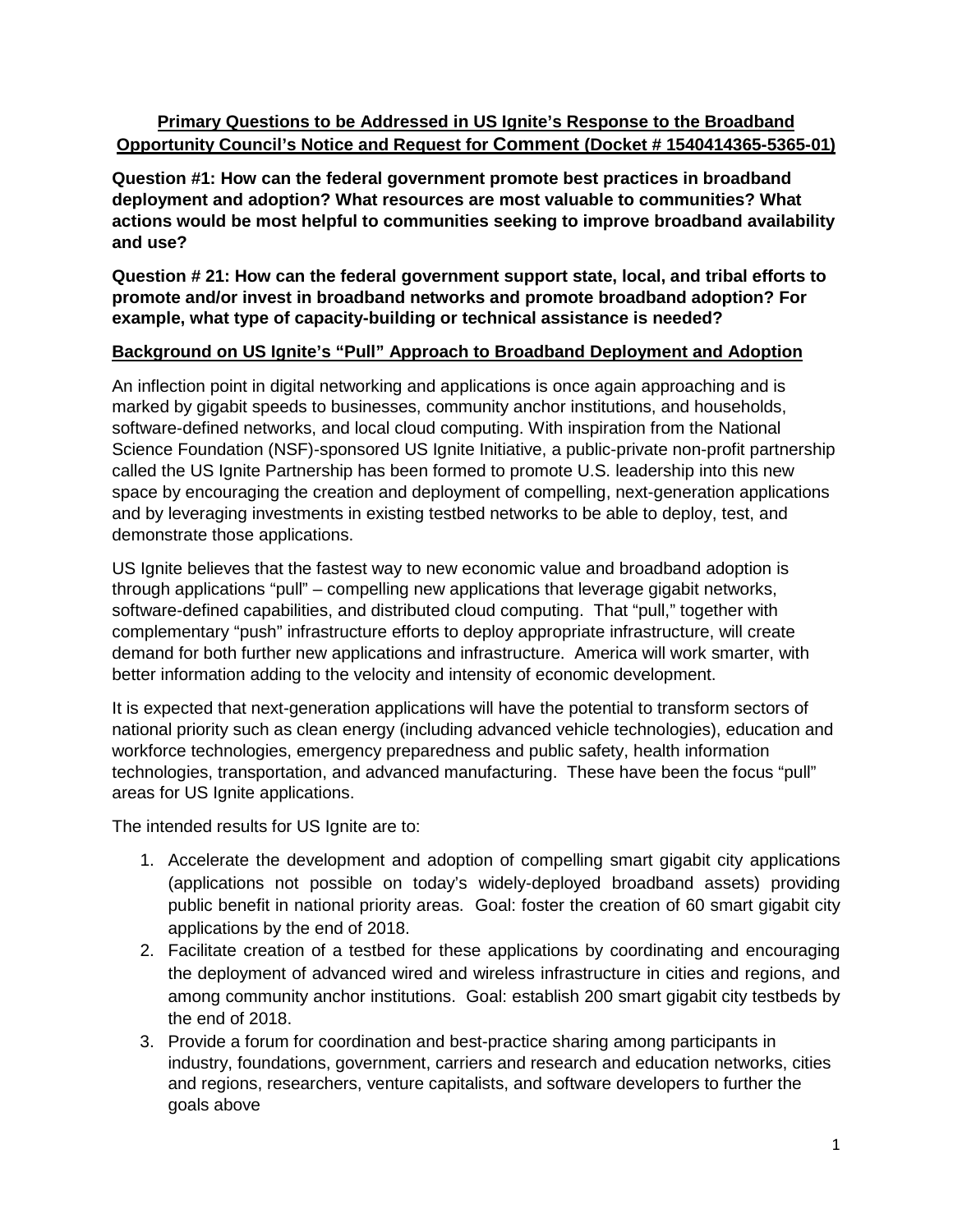**Primary Questions to be Addressed in US Ignite's Response to the Broadband Opportunity Council's Notice and Request for Comment (Docket # 1540414365-5365-01)**

**Question #1: How can the federal government promote best practices in broadband deployment and adoption? What resources are most valuable to communities? What actions would be most helpful to communities seeking to improve broadband availability and use?**

**Question # 21: How can the federal government support state, local, and tribal efforts to promote and/or invest in broadband networks and promote broadband adoption? For example, what type of capacity-building or technical assistance is needed?**

**Background on US Ignite's "Pull" Approach to Broadband Deployment and Adoption**

An inflection point in digital networking and applications is once again approaching and is marked by gigabit speeds to businesses, community anchor institutions, and households, software-defined networks, and local cloud computing. With inspiration from the National Science Foundation (NSF)-sponsored US Ignite Initiative, a public-private non-profit partnership called the US Ignite Partnership has been formed to promote U.S. leadership into this new space by encouraging the creation and deployment of compelling, next-generation applications and by leveraging investments in existing testbed networks to be able to deploy, test, and demonstrate those applications.

US Ignite believes that the fastest way to new economic value and broadband adoption is through applications "pull" – compelling new applications that leverage gigabit networks, software-defined capabilities, and distributed cloud computing. That "pull," together with complementary "push" infrastructure efforts to deploy appropriate infrastructure, will create demand for both further new applications and infrastructure. America will work smarter, with better information adding to the velocity and intensity of economic development.

It is expected that next-generation applications will have the potential to transform sectors of national priority such as clean energy (including advanced vehicle technologies), education and workforce technologies, emergency preparedness and public safety, health information technologies, transportation, and advanced manufacturing. These have been the focus "pull" areas for US Ignite applications.

The intended results for US Ignite are to:

1. Accelerate the development and adoption of compelling smart gigabit city applications (applications not possible on today's widely-deployed broadband assets) providing public benefit in national priority areas. Goal: foster the creation of 60 smart gigabit city applications by the end of 2018.
2. Facilitate creation of a testbed for these applications by coordinating and encouraging the deployment of advanced wired and wireless infrastructure in cities and regions, and among community anchor institutions. Goal: establish 200 smart gigabit city testbeds by the end of 2018.
3. Provide a forum for coordination and best-practice sharing among participants in industry, foundations, government, carriers and research and education networks, cities and regions, researchers, venture capitalists, and software developers to further the goals above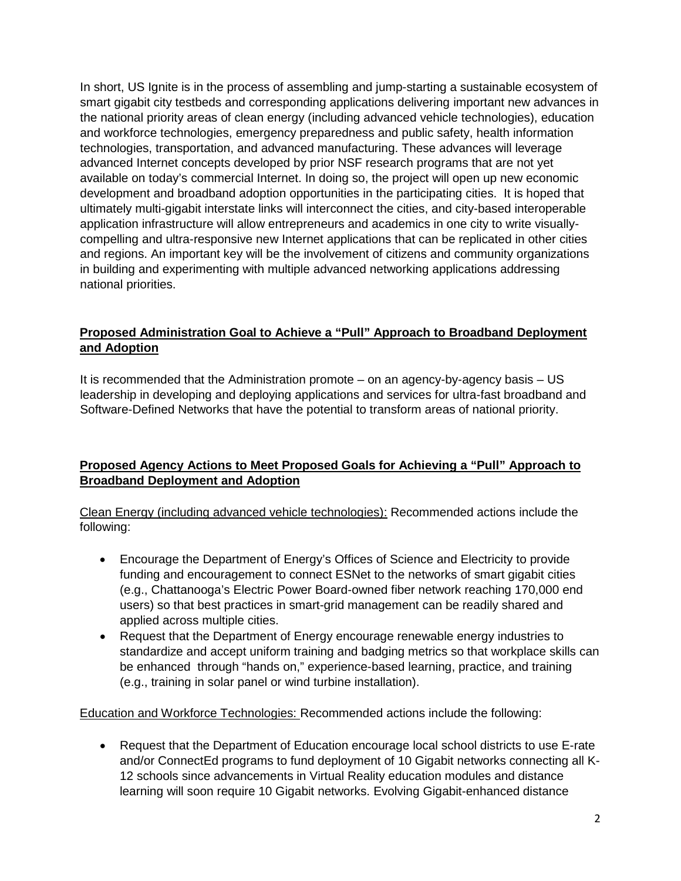In short, US Ignite is in the process of assembling and jump-starting a sustainable ecosystem of smart gigabit city testbeds and corresponding applications delivering important new advances in the national priority areas of clean energy (including advanced vehicle technologies), education and workforce technologies, emergency preparedness and public safety, health information technologies, transportation, and advanced manufacturing. These advances will leverage advanced Internet concepts developed by prior NSF research programs that are not yet available on today's commercial Internet. In doing so, the project will open up new economic development and broadband adoption opportunities in the participating cities. It is hoped that ultimately multi-gigabit interstate links will interconnect the cities, and city-based interoperable application infrastructure will allow entrepreneurs and academics in one city to write visually-compelling and ultra-responsive new Internet applications that can be replicated in other cities and regions. An important key will be the involvement of citizens and community organizations in building and experimenting with multiple advanced networking applications addressing national priorities.

## **Proposed Administration Goal to Achieve a "Pull" Approach to Broadband Deployment and Adoption**

It is recommended that the Administration promote – on an agency-by-agency basis – US leadership in developing and deploying applications and services for ultra-fast broadband and Software-Defined Networks that have the potential to transform areas of national priority.

## **Proposed Agency Actions to Meet Proposed Goals for Achieving a "Pull" Approach to Broadband Deployment and Adoption**

Clean Energy (including advanced vehicle technologies): Recommended actions include the following:

- Encourage the Department of Energy's Offices of Science and Electricity to provide funding and encouragement to connect ESNet to the networks of smart gigabit cities (e.g., Chattanooga's Electric Power Board-owned fiber network reaching 170,000 end users) so that best practices in smart-grid management can be readily shared and applied across multiple cities.
- Request that the Department of Energy encourage renewable energy industries to standardize and accept uniform training and badging metrics so that workplace skills can be enhanced through "hands on," experience-based learning, practice, and training (e.g., training in solar panel or wind turbine installation).

Education and Workforce Technologies: Recommended actions include the following:

- Request that the Department of Education encourage local school districts to use E-rate and/or ConnectEd programs to fund deployment of 10 Gigabit networks connecting all K-12 schools since advancements in Virtual Reality education modules and distance learning will soon require 10 Gigabit networks. Evolving Gigabit-enhanced distance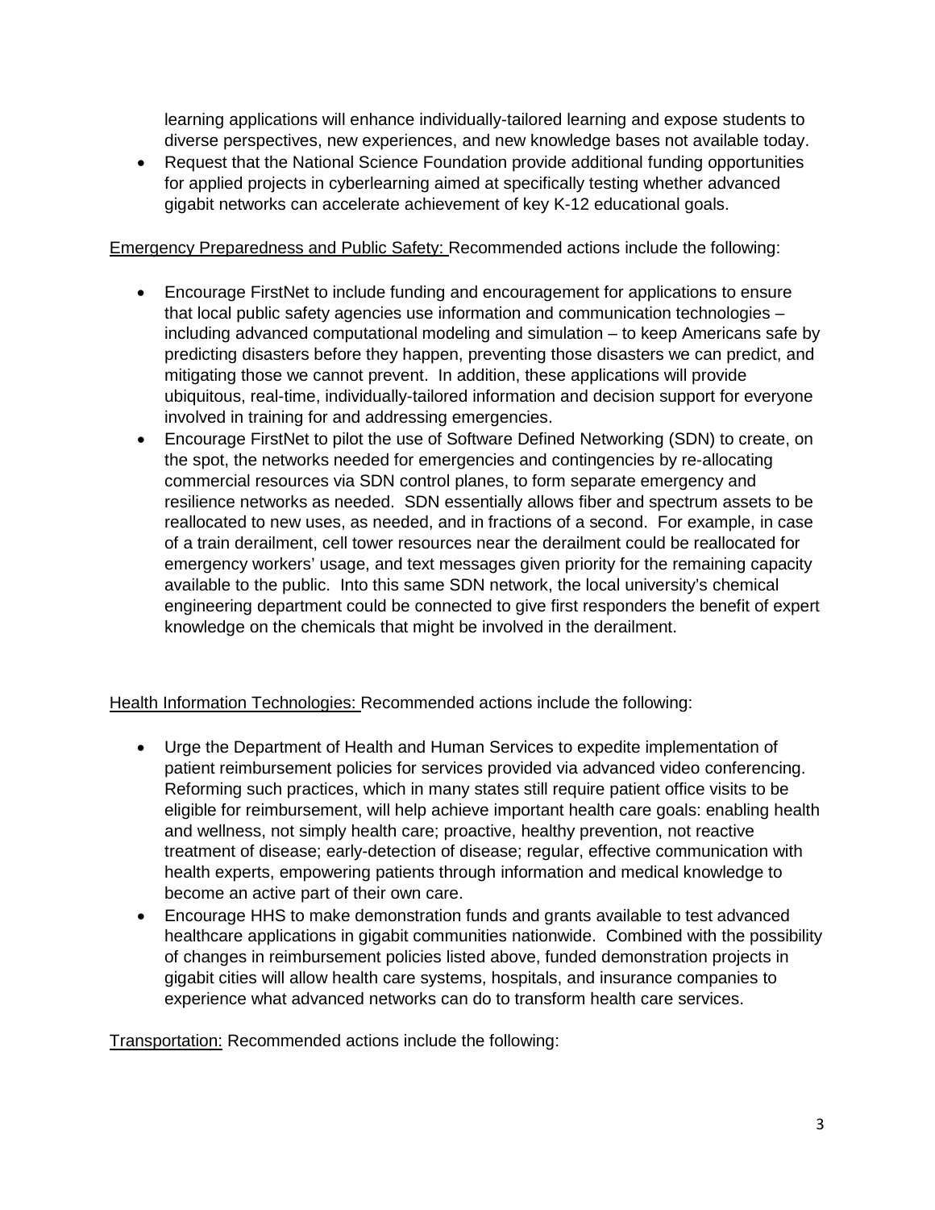learning applications will enhance individually-tailored learning and expose students to diverse perspectives, new experiences, and new knowledge bases not available today.

- Request that the National Science Foundation provide additional funding opportunities for applied projects in cyberlearning aimed at specifically testing whether advanced gigabit networks can accelerate achievement of key K-12 educational goals.

<u>Emergency Preparedness and Public Safety:</u> Recommended actions include the following:

- Encourage FirstNet to include funding and encouragement for applications to ensure that local public safety agencies use information and communication technologies – including advanced computational modeling and simulation – to keep Americans safe by predicting disasters before they happen, preventing those disasters we can predict, and mitigating those we cannot prevent. In addition, these applications will provide ubiquitous, real-time, individually-tailored information and decision support for everyone involved in training for and addressing emergencies.
- Encourage FirstNet to pilot the use of Software Defined Networking (SDN) to create, on the spot, the networks needed for emergencies and contingencies by re-allocating commercial resources via SDN control planes, to form separate emergency and resilience networks as needed. SDN essentially allows fiber and spectrum assets to be reallocated to new uses, as needed, and in fractions of a second. For example, in case of a train derailment, cell tower resources near the derailment could be reallocated for emergency workers' usage, and text messages given priority for the remaining capacity available to the public. Into this same SDN network, the local university's chemical engineering department could be connected to give first responders the benefit of expert knowledge on the chemicals that might be involved in the derailment.

<u>Health Information Technologies:</u> Recommended actions include the following:

- Urge the Department of Health and Human Services to expedite implementation of patient reimbursement policies for services provided via advanced video conferencing. Reforming such practices, which in many states still require patient office visits to be eligible for reimbursement, will help achieve important health care goals: enabling health and wellness, not simply health care; proactive, healthy prevention, not reactive treatment of disease; early-detection of disease; regular, effective communication with health experts, empowering patients through information and medical knowledge to become an active part of their own care.
- Encourage HHS to make demonstration funds and grants available to test advanced healthcare applications in gigabit communities nationwide. Combined with the possibility of changes in reimbursement policies listed above, funded demonstration projects in gigabit cities will allow health care systems, hospitals, and insurance companies to experience what advanced networks can do to transform health care services.

<u>Transportation:</u> Recommended actions include the following: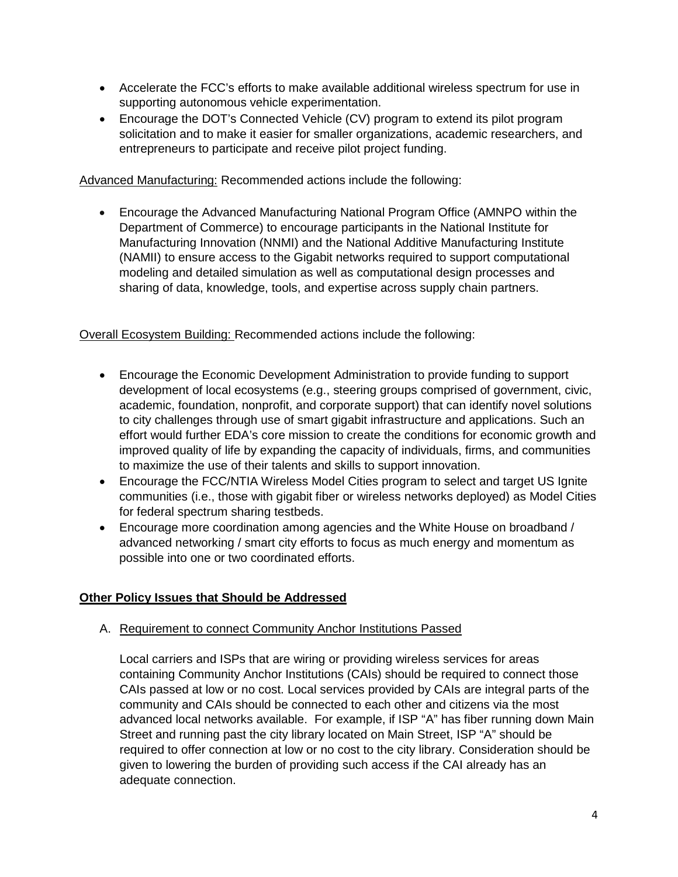- Accelerate the FCC's efforts to make available additional wireless spectrum for use in supporting autonomous vehicle experimentation.
- Encourage the DOT's Connected Vehicle (CV) program to extend its pilot program solicitation and to make it easier for smaller organizations, academic researchers, and entrepreneurs to participate and receive pilot project funding.

<u>Advanced Manufacturing:</u> Recommended actions include the following:

- Encourage the Advanced Manufacturing National Program Office (AMNPO within the Department of Commerce) to encourage participants in the National Institute for Manufacturing Innovation (NNMI) and the National Additive Manufacturing Institute (NAMII) to ensure access to the Gigabit networks required to support computational modeling and detailed simulation as well as computational design processes and sharing of data, knowledge, tools, and expertise across supply chain partners.

<u>Overall Ecosystem Building:</u> Recommended actions include the following:

- Encourage the Economic Development Administration to provide funding to support development of local ecosystems (e.g., steering groups comprised of government, civic, academic, foundation, nonprofit, and corporate support) that can identify novel solutions to city challenges through use of smart gigabit infrastructure and applications. Such an effort would further EDA's core mission to create the conditions for economic growth and improved quality of life by expanding the capacity of individuals, firms, and communities to maximize the use of their talents and skills to support innovation.
- Encourage the FCC/NTIA Wireless Model Cities program to select and target US Ignite communities (i.e., those with gigabit fiber or wireless networks deployed) as Model Cities for federal spectrum sharing testbeds.
- Encourage more coordination among agencies and the White House on broadband / advanced networking / smart city efforts to focus as much energy and momentum as possible into one or two coordinated efforts.

## <u>Other Policy Issues that Should be Addressed</u>

A. <u>Requirement to connect Community Anchor Institutions Passed</u>

Local carriers and ISPs that are wiring or providing wireless services for areas containing Community Anchor Institutions (CAIs) should be required to connect those CAIs passed at low or no cost. Local services provided by CAIs are integral parts of the community and CAIs should be connected to each other and citizens via the most advanced local networks available. For example, if ISP "A" has fiber running down Main Street and running past the city library located on Main Street, ISP "A" should be required to offer connection at low or no cost to the city library. Consideration should be given to lowering the burden of providing such access if the CAI already has an adequate connection.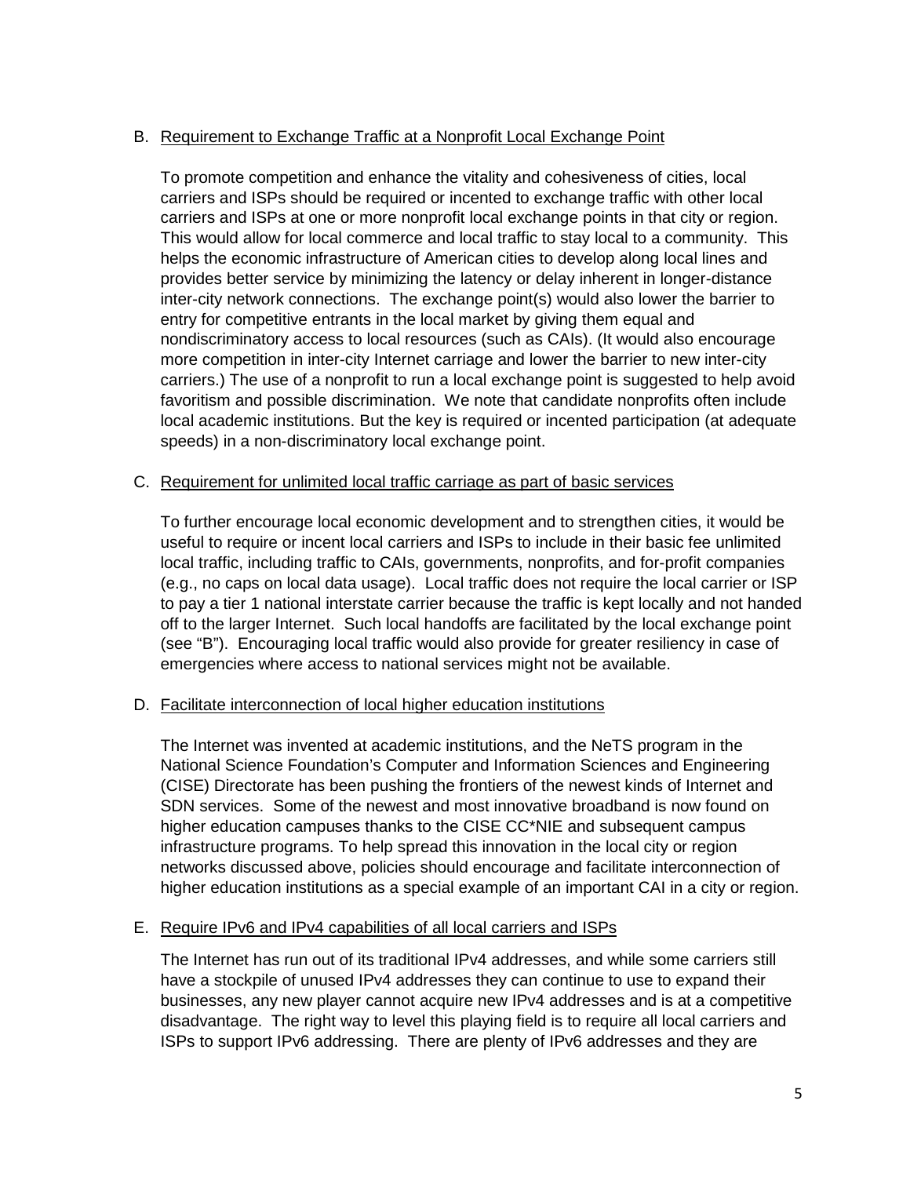B. Requirement to Exchange Traffic at a Nonprofit Local Exchange Point

To promote competition and enhance the vitality and cohesiveness of cities, local carriers and ISPs should be required or incented to exchange traffic with other local carriers and ISPs at one or more nonprofit local exchange points in that city or region. This would allow for local commerce and local traffic to stay local to a community. This helps the economic infrastructure of American cities to develop along local lines and provides better service by minimizing the latency or delay inherent in longer-distance inter-city network connections. The exchange point(s) would also lower the barrier to entry for competitive entrants in the local market by giving them equal and nondiscriminatory access to local resources (such as CAIs). (It would also encourage more competition in inter-city Internet carriage and lower the barrier to new inter-city carriers.) The use of a nonprofit to run a local exchange point is suggested to help avoid favoritism and possible discrimination. We note that candidate nonprofits often include local academic institutions. But the key is required or incented participation (at adequate speeds) in a non-discriminatory local exchange point.

C. Requirement for unlimited local traffic carriage as part of basic services

To further encourage local economic development and to strengthen cities, it would be useful to require or incent local carriers and ISPs to include in their basic fee unlimited local traffic, including traffic to CAIs, governments, nonprofits, and for-profit companies (e.g., no caps on local data usage). Local traffic does not require the local carrier or ISP to pay a tier 1 national interstate carrier because the traffic is kept locally and not handed off to the larger Internet. Such local handoffs are facilitated by the local exchange point (see "B"). Encouraging local traffic would also provide for greater resiliency in case of emergencies where access to national services might not be available.

D. Facilitate interconnection of local higher education institutions

The Internet was invented at academic institutions, and the NeTS program in the National Science Foundation's Computer and Information Sciences and Engineering (CISE) Directorate has been pushing the frontiers of the newest kinds of Internet and SDN services. Some of the newest and most innovative broadband is now found on higher education campuses thanks to the CISE CC*NIE and subsequent campus infrastructure programs. To help spread this innovation in the local city or region networks discussed above, policies should encourage and facilitate interconnection of higher education institutions as a special example of an important CAI in a city or region.

E. Require IPv6 and IPv4 capabilities of all local carriers and ISPs

The Internet has run out of its traditional IPv4 addresses, and while some carriers still have a stockpile of unused IPv4 addresses they can continue to use to expand their businesses, any new player cannot acquire new IPv4 addresses and is at a competitive disadvantage. The right way to level this playing field is to require all local carriers and ISPs to support IPv6 addressing. There are plenty of IPv6 addresses and they are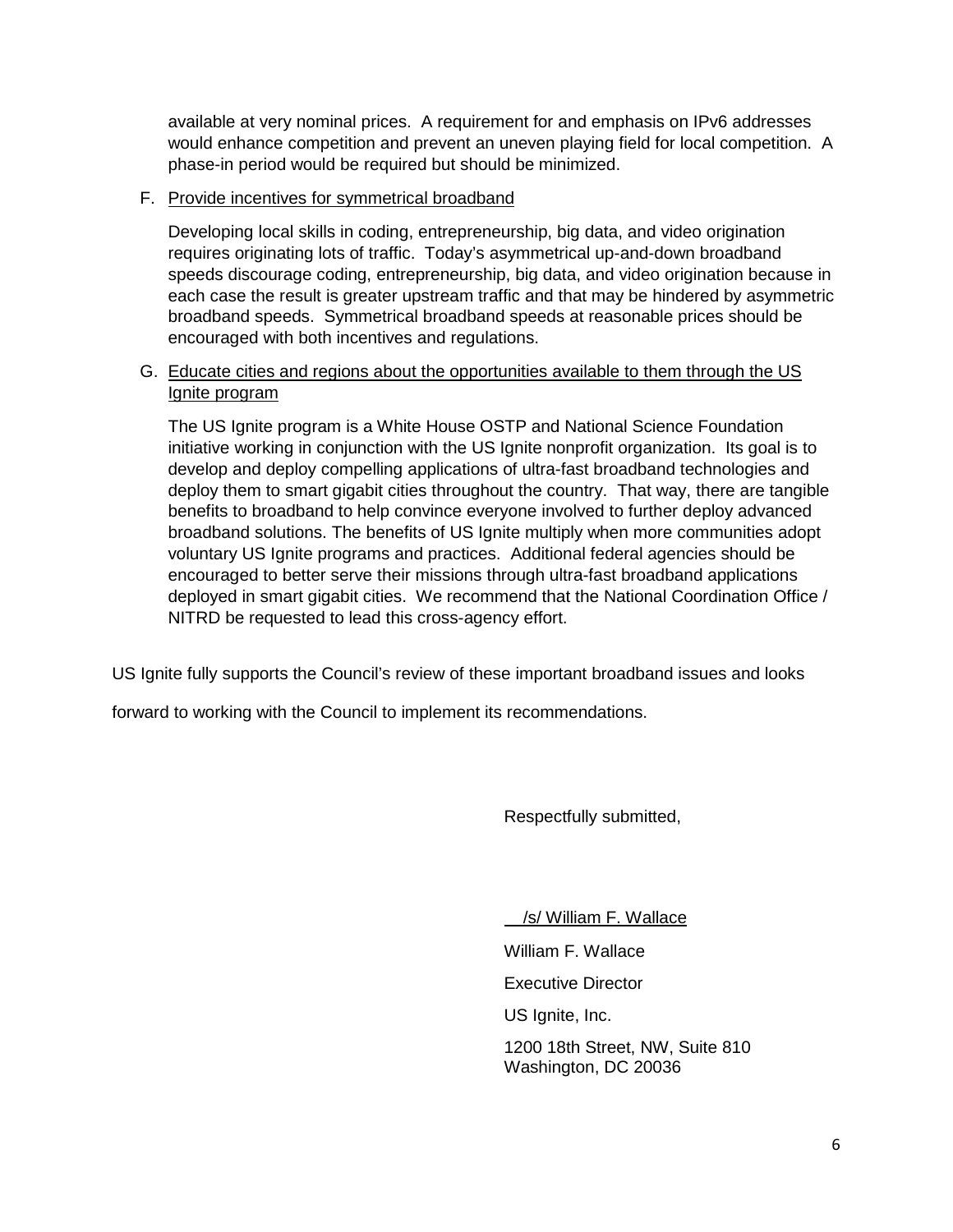available at very nominal prices. A requirement for and emphasis on IPv6 addresses would enhance competition and prevent an uneven playing field for local competition. A phase-in period would be required but should be minimized.

F. Provide incentives for symmetrical broadband

Developing local skills in coding, entrepreneurship, big data, and video origination requires originating lots of traffic. Today's asymmetrical up-and-down broadband speeds discourage coding, entrepreneurship, big data, and video origination because in each case the result is greater upstream traffic and that may be hindered by asymmetric broadband speeds. Symmetrical broadband speeds at reasonable prices should be encouraged with both incentives and regulations.

G. Educate cities and regions about the opportunities available to them through the US Ignite program

The US Ignite program is a White House OSTP and National Science Foundation initiative working in conjunction with the US Ignite nonprofit organization. Its goal is to develop and deploy compelling applications of ultra-fast broadband technologies and deploy them to smart gigabit cities throughout the country. That way, there are tangible benefits to broadband to help convince everyone involved to further deploy advanced broadband solutions. The benefits of US Ignite multiply when more communities adopt voluntary US Ignite programs and practices. Additional federal agencies should be encouraged to better serve their missions through ultra-fast broadband applications deployed in smart gigabit cities. We recommend that the National Coordination Office / NITRD be requested to lead this cross-agency effort.

US Ignite fully supports the Council's review of these important broadband issues and looks forward to working with the Council to implement its recommendations.

Respectfully submitted,

/s/ William F. Wallace

William F. Wallace

Executive Director

US Ignite, Inc.

1200 18th Street, NW, Suite 810
Washington, DC 20036